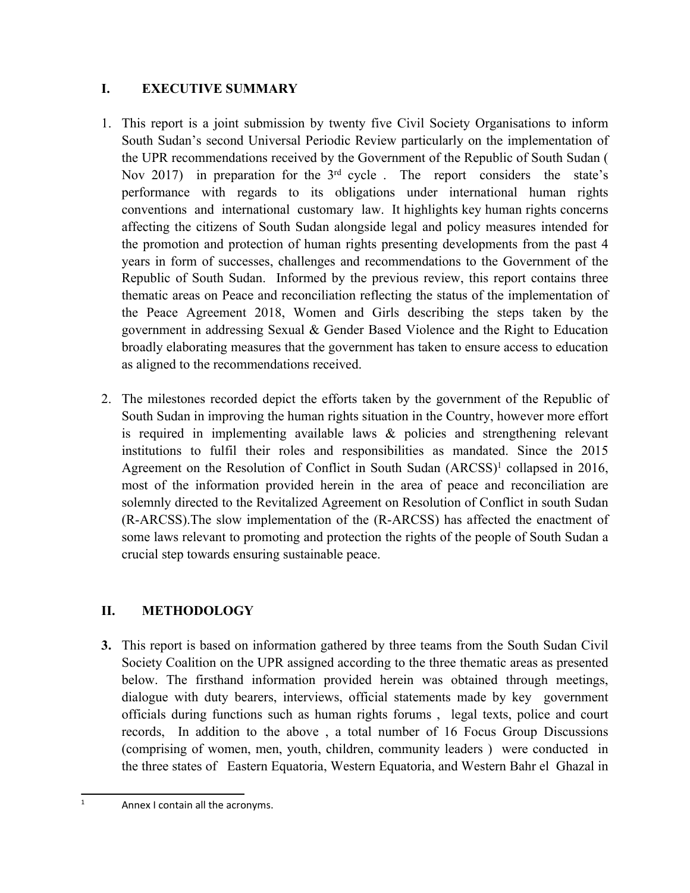## I. EXECUTIVE SUMMARY

1. This report is a joint submission by twenty five Civil Society Organisations to inform South Sudan's second Universal Periodic Review particularly on the implementation of the UPR recommendations received by the Government of the Republic of South Sudan ( Nov 2017) in preparation for the 3rd cycle . The report considers the state's performance with regards to its obligations under international human rights conventions and international customary law. It highlights key human rights concerns affecting the citizens of South Sudan alongside legal and policy measures intended for the promotion and protection of human rights presenting developments from the past 4 years in form of successes, challenges and recommendations to the Government of the Republic of South Sudan. Informed by the previous review, this report contains three thematic areas on Peace and reconciliation reflecting the status of the implementation of the Peace Agreement 2018, Women and Girls describing the steps taken by the government in addressing Sexual & Gender Based Violence and the Right to Education broadly elaborating measures that the government has taken to ensure access to education as aligned to the recommendations received.

2. The milestones recorded depict the efforts taken by the government of the Republic of South Sudan in improving the human rights situation in the Country, however more effort is required in implementing available laws & policies and strengthening relevant institutions to fulfil their roles and responsibilities as mandated. Since the 2015 Agreement on the Resolution of Conflict in South Sudan (ARCSS)[1] collapsed in 2016, most of the information provided herein in the area of peace and reconciliation are solemnly directed to the Revitalized Agreement on Resolution of Conflict in south Sudan (R-ARCSS).The slow implementation of the (R-ARCSS) has affected the enactment of some laws relevant to promoting and protection the rights of the people of South Sudan a crucial step towards ensuring sustainable peace.

## II. METHODOLOGY

**3.** This report is based on information gathered by three teams from the South Sudan Civil Society Coalition on the UPR assigned according to the three thematic areas as presented below. The firsthand information provided herein was obtained through meetings, dialogue with duty bearers, interviews, official statements made by key government officials during functions such as human rights forums , legal texts, police and court records, In addition to the above , a total number of 16 Focus Group Discussions (comprising of women, men, youth, children, community leaders ) were conducted in the three states of Eastern Equatoria, Western Equatoria, and Western Bahr el Ghazal in

---

[1] Annex I contain all the acronyms.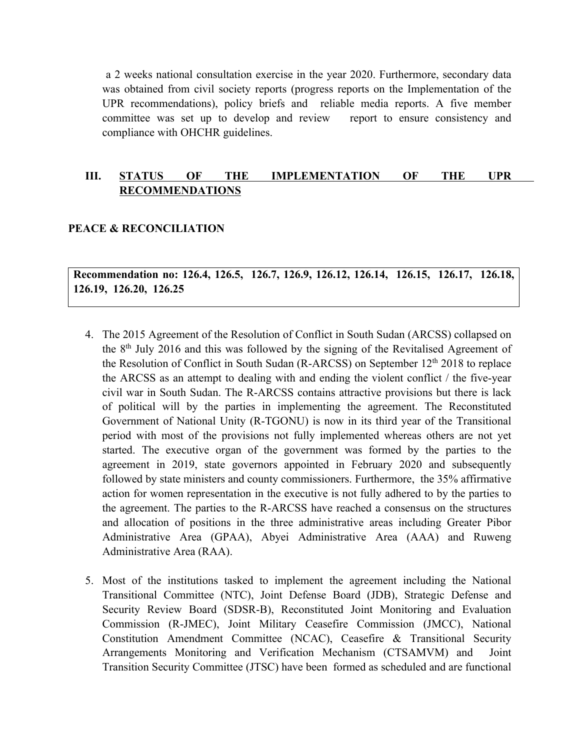a 2 weeks national consultation exercise in the year 2020. Furthermore, secondary data was obtained from civil society reports (progress reports on the Implementation of the UPR recommendations), policy briefs and reliable media reports. A five member committee was set up to develop and review report to ensure consistency and compliance with OHCHR guidelines.

## III. STATUS OF THE IMPLEMENTATION OF THE UPR RECOMMENDATIONS

### PEACE & RECONCILIATION

**Recommendation no: 126.4, 126.5, 126.7, 126.9, 126.12, 126.14, 126.15, 126.17, 126.18, 126.19, 126.20, 126.25**

4. The 2015 Agreement of the Resolution of Conflict in South Sudan (ARCSS) collapsed on the 8th July 2016 and this was followed by the signing of the Revitalised Agreement of the Resolution of Conflict in South Sudan (R-ARCSS) on September 12th 2018 to replace the ARCSS as an attempt to dealing with and ending the violent conflict / the five-year civil war in South Sudan. The R-ARCSS contains attractive provisions but there is lack of political will by the parties in implementing the agreement. The Reconstituted Government of National Unity (R-TGONU) is now in its third year of the Transitional period with most of the provisions not fully implemented whereas others are not yet started. The executive organ of the government was formed by the parties to the agreement in 2019, state governors appointed in February 2020 and subsequently followed by state ministers and county commissioners. Furthermore, the 35% affirmative action for women representation in the executive is not fully adhered to by the parties to the agreement. The parties to the R-ARCSS have reached a consensus on the structures and allocation of positions in the three administrative areas including Greater Pibor Administrative Area (GPAA), Abyei Administrative Area (AAA) and Ruweng Administrative Area (RAA).

5. Most of the institutions tasked to implement the agreement including the National Transitional Committee (NTC), Joint Defense Board (JDB), Strategic Defense and Security Review Board (SDSR-B), Reconstituted Joint Monitoring and Evaluation Commission (R-JMEC), Joint Military Ceasefire Commission (JMCC), National Constitution Amendment Committee (NCAC), Ceasefire & Transitional Security Arrangements Monitoring and Verification Mechanism (CTSAMVM) and Joint Transition Security Committee (JTSC) have been formed as scheduled and are functional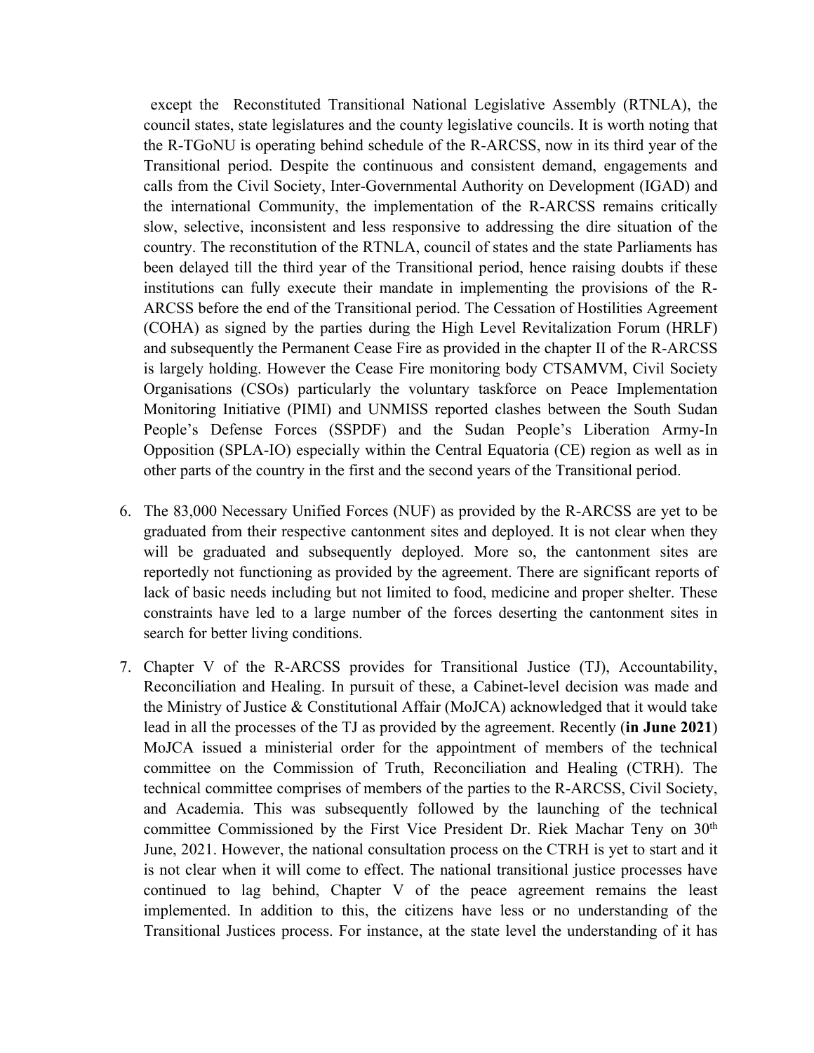except the Reconstituted Transitional National Legislative Assembly (RTNLA), the council states, state legislatures and the county legislative councils. It is worth noting that the R-TGoNU is operating behind schedule of the R-ARCSS, now in its third year of the Transitional period. Despite the continuous and consistent demand, engagements and calls from the Civil Society, Inter-Governmental Authority on Development (IGAD) and the international Community, the implementation of the R-ARCSS remains critically slow, selective, inconsistent and less responsive to addressing the dire situation of the country. The reconstitution of the RTNLA, council of states and the state Parliaments has been delayed till the third year of the Transitional period, hence raising doubts if these institutions can fully execute their mandate in implementing the provisions of the R-ARCSS before the end of the Transitional period. The Cessation of Hostilities Agreement (COHA) as signed by the parties during the High Level Revitalization Forum (HRLF) and subsequently the Permanent Cease Fire as provided in the chapter II of the R-ARCSS is largely holding. However the Cease Fire monitoring body CTSAMVM, Civil Society Organisations (CSOs) particularly the voluntary taskforce on Peace Implementation Monitoring Initiative (PIMI) and UNMISS reported clashes between the South Sudan People's Defense Forces (SSPDF) and the Sudan People's Liberation Army-In Opposition (SPLA-IO) especially within the Central Equatoria (CE) region as well as in other parts of the country in the first and the second years of the Transitional period.

6. The 83,000 Necessary Unified Forces (NUF) as provided by the R-ARCSS are yet to be graduated from their respective cantonment sites and deployed. It is not clear when they will be graduated and subsequently deployed. More so, the cantonment sites are reportedly not functioning as provided by the agreement. There are significant reports of lack of basic needs including but not limited to food, medicine and proper shelter. These constraints have led to a large number of the forces deserting the cantonment sites in search for better living conditions.

7. Chapter V of the R-ARCSS provides for Transitional Justice (TJ), Accountability, Reconciliation and Healing. In pursuit of these, a Cabinet-level decision was made and the Ministry of Justice & Constitutional Affair (MoJCA) acknowledged that it would take lead in all the processes of the TJ as provided by the agreement. Recently (**in June 2021**) MoJCA issued a ministerial order for the appointment of members of the technical committee on the Commission of Truth, Reconciliation and Healing (CTRH). The technical committee comprises of members of the parties to the R-ARCSS, Civil Society, and Academia. This was subsequently followed by the launching of the technical committee Commissioned by the First Vice President Dr. Riek Machar Teny on 30th June, 2021. However, the national consultation process on the CTRH is yet to start and it is not clear when it will come to effect. The national transitional justice processes have continued to lag behind, Chapter V of the peace agreement remains the least implemented. In addition to this, the citizens have less or no understanding of the Transitional Justices process. For instance, at the state level the understanding of it has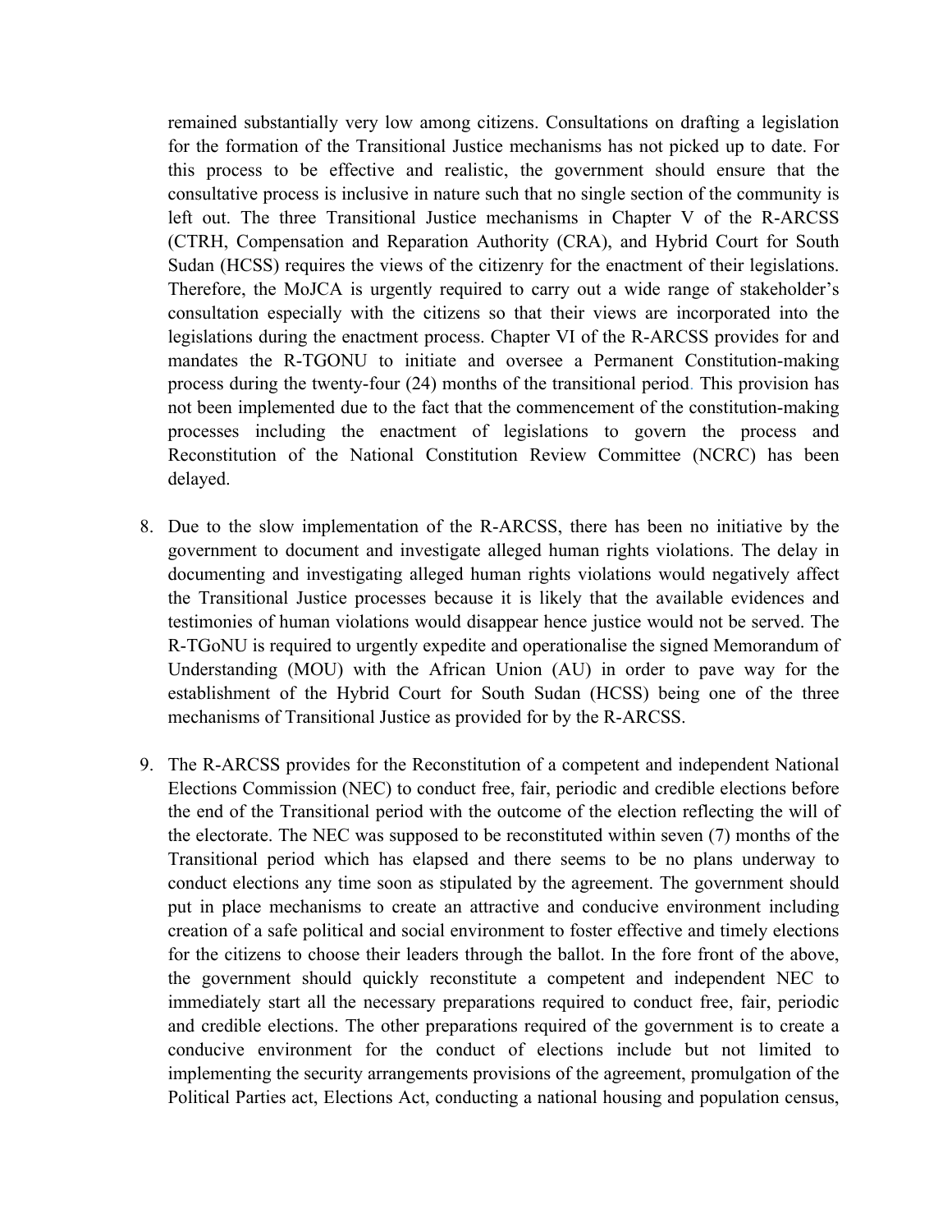remained substantially very low among citizens. Consultations on drafting a legislation for the formation of the Transitional Justice mechanisms has not picked up to date. For this process to be effective and realistic, the government should ensure that the consultative process is inclusive in nature such that no single section of the community is left out. The three Transitional Justice mechanisms in Chapter V of the R-ARCSS (CTRH, Compensation and Reparation Authority (CRA), and Hybrid Court for South Sudan (HCSS) requires the views of the citizenry for the enactment of their legislations. Therefore, the MoJCA is urgently required to carry out a wide range of stakeholder's consultation especially with the citizens so that their views are incorporated into the legislations during the enactment process. Chapter VI of the R-ARCSS provides for and mandates the R-TGONU to initiate and oversee a Permanent Constitution-making process during the twenty-four (24) months of the transitional period. This provision has not been implemented due to the fact that the commencement of the constitution-making processes including the enactment of legislations to govern the process and Reconstitution of the National Constitution Review Committee (NCRC) has been delayed.

8. Due to the slow implementation of the R-ARCSS, there has been no initiative by the government to document and investigate alleged human rights violations. The delay in documenting and investigating alleged human rights violations would negatively affect the Transitional Justice processes because it is likely that the available evidences and testimonies of human violations would disappear hence justice would not be served. The R-TGoNU is required to urgently expedite and operationalise the signed Memorandum of Understanding (MOU) with the African Union (AU) in order to pave way for the establishment of the Hybrid Court for South Sudan (HCSS) being one of the three mechanisms of Transitional Justice as provided for by the R-ARCSS.

9. The R-ARCSS provides for the Reconstitution of a competent and independent National Elections Commission (NEC) to conduct free, fair, periodic and credible elections before the end of the Transitional period with the outcome of the election reflecting the will of the electorate. The NEC was supposed to be reconstituted within seven (7) months of the Transitional period which has elapsed and there seems to be no plans underway to conduct elections any time soon as stipulated by the agreement. The government should put in place mechanisms to create an attractive and conducive environment including creation of a safe political and social environment to foster effective and timely elections for the citizens to choose their leaders through the ballot. In the fore front of the above, the government should quickly reconstitute a competent and independent NEC to immediately start all the necessary preparations required to conduct free, fair, periodic and credible elections. The other preparations required of the government is to create a conducive environment for the conduct of elections include but not limited to implementing the security arrangements provisions of the agreement, promulgation of the Political Parties act, Elections Act, conducting a national housing and population census,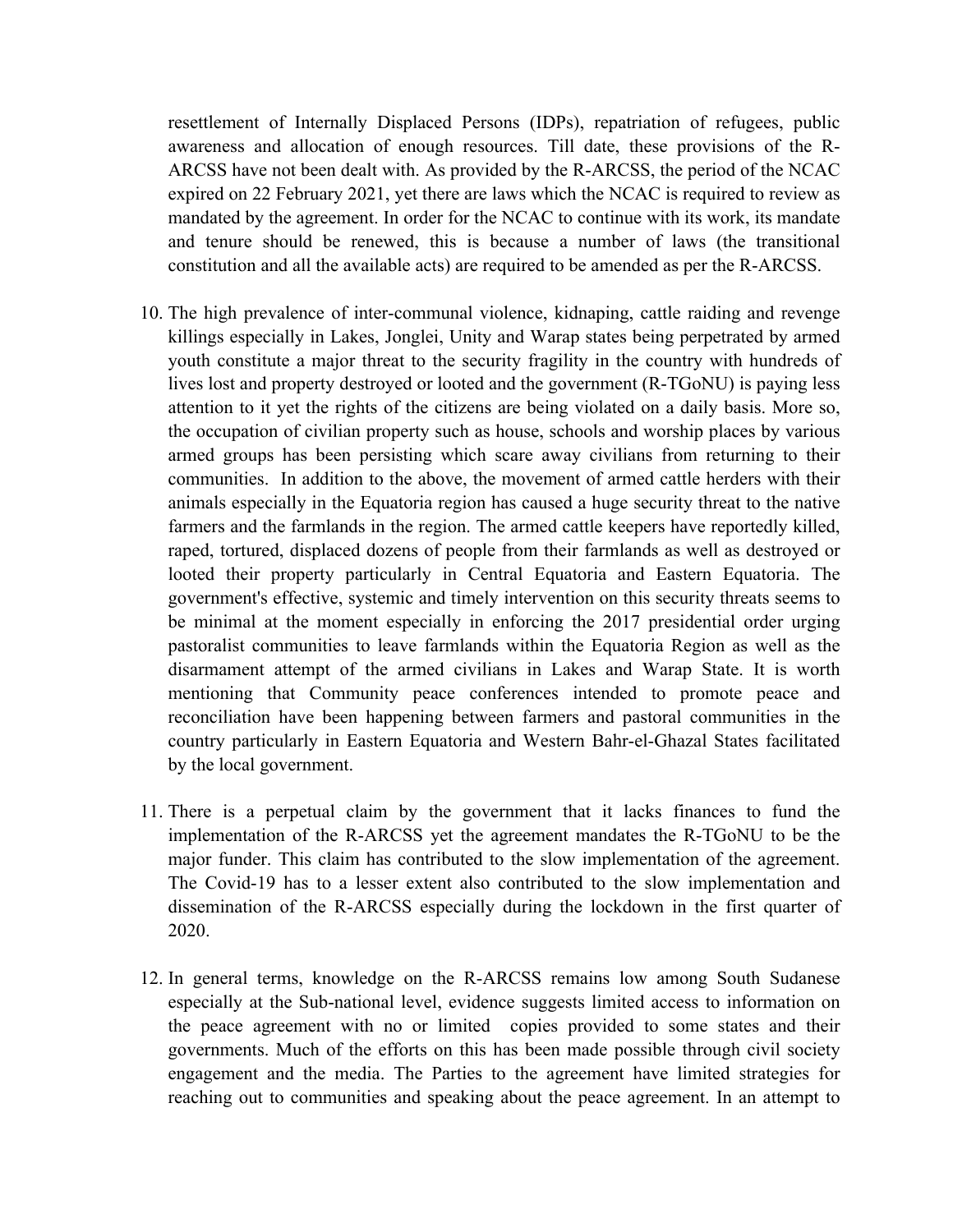resettlement of Internally Displaced Persons (IDPs), repatriation of refugees, public awareness and allocation of enough resources. Till date, these provisions of the R-ARCSS have not been dealt with. As provided by the R-ARCSS, the period of the NCAC expired on 22 February 2021, yet there are laws which the NCAC is required to review as mandated by the agreement. In order for the NCAC to continue with its work, its mandate and tenure should be renewed, this is because a number of laws (the transitional constitution and all the available acts) are required to be amended as per the R-ARCSS.

10. The high prevalence of inter-communal violence, kidnaping, cattle raiding and revenge killings especially in Lakes, Jonglei, Unity and Warap states being perpetrated by armed youth constitute a major threat to the security fragility in the country with hundreds of lives lost and property destroyed or looted and the government (R-TGoNU) is paying less attention to it yet the rights of the citizens are being violated on a daily basis. More so, the occupation of civilian property such as house, schools and worship places by various armed groups has been persisting which scare away civilians from returning to their communities. In addition to the above, the movement of armed cattle herders with their animals especially in the Equatoria region has caused a huge security threat to the native farmers and the farmlands in the region. The armed cattle keepers have reportedly killed, raped, tortured, displaced dozens of people from their farmlands as well as destroyed or looted their property particularly in Central Equatoria and Eastern Equatoria. The government's effective, systemic and timely intervention on this security threats seems to be minimal at the moment especially in enforcing the 2017 presidential order urging pastoralist communities to leave farmlands within the Equatoria Region as well as the disarmament attempt of the armed civilians in Lakes and Warap State. It is worth mentioning that Community peace conferences intended to promote peace and reconciliation have been happening between farmers and pastoral communities in the country particularly in Eastern Equatoria and Western Bahr-el-Ghazal States facilitated by the local government.

11. There is a perpetual claim by the government that it lacks finances to fund the implementation of the R-ARCSS yet the agreement mandates the R-TGoNU to be the major funder. This claim has contributed to the slow implementation of the agreement. The Covid-19 has to a lesser extent also contributed to the slow implementation and dissemination of the R-ARCSS especially during the lockdown in the first quarter of 2020.

12. In general terms, knowledge on the R-ARCSS remains low among South Sudanese especially at the Sub-national level, evidence suggests limited access to information on the peace agreement with no or limited copies provided to some states and their governments. Much of the efforts on this has been made possible through civil society engagement and the media. The Parties to the agreement have limited strategies for reaching out to communities and speaking about the peace agreement. In an attempt to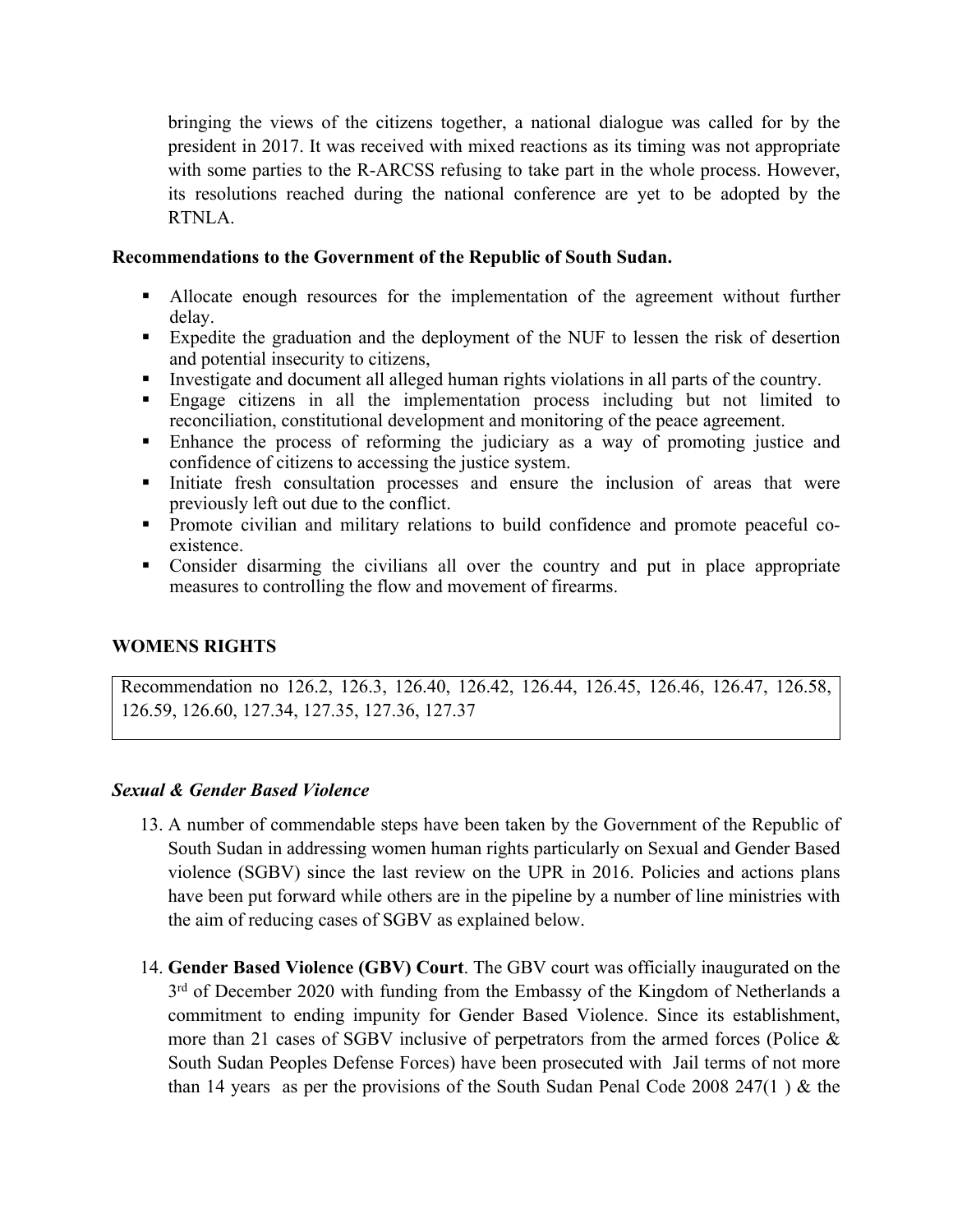bringing the views of the citizens together, a national dialogue was called for by the president in 2017. It was received with mixed reactions as its timing was not appropriate with some parties to the R-ARCSS refusing to take part in the whole process. However, its resolutions reached during the national conference are yet to be adopted by the RTNLA.

**Recommendations to the Government of the Republic of South Sudan.**

- Allocate enough resources for the implementation of the agreement without further delay.
- Expedite the graduation and the deployment of the NUF to lessen the risk of desertion and potential insecurity to citizens,
- Investigate and document all alleged human rights violations in all parts of the country.
- Engage citizens in all the implementation process including but not limited to reconciliation, constitutional development and monitoring of the peace agreement.
- Enhance the process of reforming the judiciary as a way of promoting justice and confidence of citizens to accessing the justice system.
- Initiate fresh consultation processes and ensure the inclusion of areas that were previously left out due to the conflict.
- Promote civilian and military relations to build confidence and promote peaceful co-existence.
- Consider disarming the civilians all over the country and put in place appropriate measures to controlling the flow and movement of firearms.

## WOMENS RIGHTS

Recommendation no 126.2, 126.3, 126.40, 126.42, 126.44, 126.45, 126.46, 126.47, 126.58, 126.59, 126.60, 127.34, 127.35, 127.36, 127.37

### *Sexual & Gender Based Violence*

13. A number of commendable steps have been taken by the Government of the Republic of South Sudan in addressing women human rights particularly on Sexual and Gender Based violence (SGBV) since the last review on the UPR in 2016. Policies and actions plans have been put forward while others are in the pipeline by a number of line ministries with the aim of reducing cases of SGBV as explained below.

14. **Gender Based Violence (GBV) Court**. The GBV court was officially inaugurated on the 3rd of December 2020 with funding from the Embassy of the Kingdom of Netherlands a commitment to ending impunity for Gender Based Violence. Since its establishment, more than 21 cases of SGBV inclusive of perpetrators from the armed forces (Police & South Sudan Peoples Defense Forces) have been prosecuted with Jail terms of not more than 14 years as per the provisions of the South Sudan Penal Code 2008 247(1 ) & the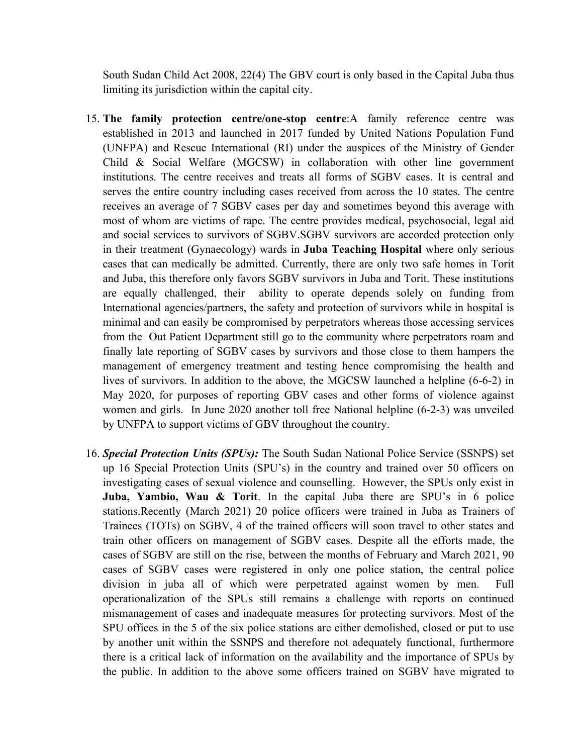South Sudan Child Act 2008, 22(4) The GBV court is only based in the Capital Juba thus limiting its jurisdiction within the capital city.

15. **The family protection centre/one-stop centre**:A family reference centre was established in 2013 and launched in 2017 funded by United Nations Population Fund (UNFPA) and Rescue International (RI) under the auspices of the Ministry of Gender Child & Social Welfare (MGCSW) in collaboration with other line government institutions. The centre receives and treats all forms of SGBV cases. It is central and serves the entire country including cases received from across the 10 states. The centre receives an average of 7 SGBV cases per day and sometimes beyond this average with most of whom are victims of rape. The centre provides medical, psychosocial, legal aid and social services to survivors of SGBV.SGBV survivors are accorded protection only in their treatment (Gynaecology) wards in **Juba Teaching Hospital** where only serious cases that can medically be admitted. Currently, there are only two safe homes in Torit and Juba, this therefore only favors SGBV survivors in Juba and Torit. These institutions are equally challenged, their ability to operate depends solely on funding from International agencies/partners, the safety and protection of survivors while in hospital is minimal and can easily be compromised by perpetrators whereas those accessing services from the Out Patient Department still go to the community where perpetrators roam and finally late reporting of SGBV cases by survivors and those close to them hampers the management of emergency treatment and testing hence compromising the health and lives of survivors. In addition to the above, the MGCSW launched a helpline (6-6-2) in May 2020, for purposes of reporting GBV cases and other forms of violence against women and girls. In June 2020 another toll free National helpline (6-2-3) was unveiled by UNFPA to support victims of GBV throughout the country.

16. ***Special Protection Units (SPUs):*** The South Sudan National Police Service (SSNPS) set up 16 Special Protection Units (SPU's) in the country and trained over 50 officers on investigating cases of sexual violence and counselling. However, the SPUs only exist in **Juba, Yambio, Wau & Torit**. In the capital Juba there are SPU's in 6 police stations.Recently (March 2021) 20 police officers were trained in Juba as Trainers of Trainees (TOTs) on SGBV, 4 of the trained officers will soon travel to other states and train other officers on management of SGBV cases. Despite all the efforts made, the cases of SGBV are still on the rise, between the months of February and March 2021, 90 cases of SGBV cases were registered in only one police station, the central police division in juba all of which were perpetrated against women by men. Full operationalization of the SPUs still remains a challenge with reports on continued mismanagement of cases and inadequate measures for protecting survivors. Most of the SPU offices in the 5 of the six police stations are either demolished, closed or put to use by another unit within the SSNPS and therefore not adequately functional, furthermore there is a critical lack of information on the availability and the importance of SPUs by the public. In addition to the above some officers trained on SGBV have migrated to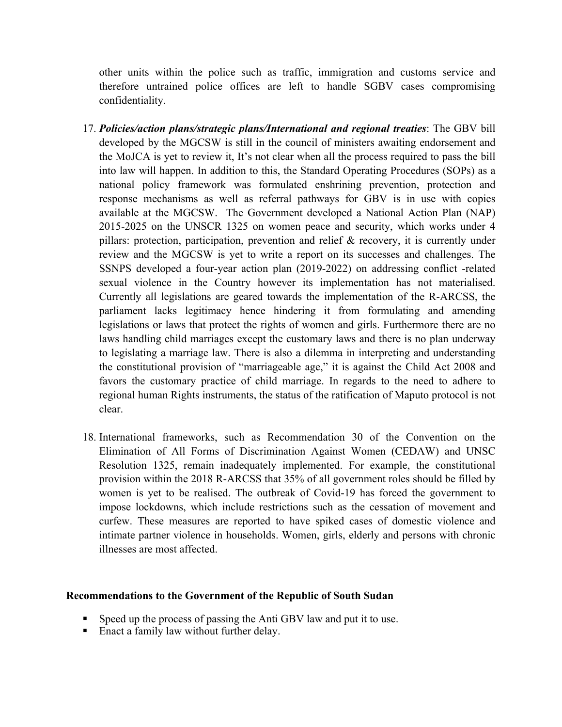other units within the police such as traffic, immigration and customs service and therefore untrained police offices are left to handle SGBV cases compromising confidentiality.

17. ***Policies/action plans/strategic plans/International and regional treaties***: The GBV bill developed by the MGCSW is still in the council of ministers awaiting endorsement and the MoJCA is yet to review it, It's not clear when all the process required to pass the bill into law will happen. In addition to this, the Standard Operating Procedures (SOPs) as a national policy framework was formulated enshrining prevention, protection and response mechanisms as well as referral pathways for GBV is in use with copies available at the MGCSW. The Government developed a National Action Plan (NAP) 2015-2025 on the UNSCR 1325 on women peace and security, which works under 4 pillars: protection, participation, prevention and relief & recovery, it is currently under review and the MGCSW is yet to write a report on its successes and challenges. The SSNPS developed a four-year action plan (2019-2022) on addressing conflict -related sexual violence in the Country however its implementation has not materialised. Currently all legislations are geared towards the implementation of the R-ARCSS, the parliament lacks legitimacy hence hindering it from formulating and amending legislations or laws that protect the rights of women and girls. Furthermore there are no laws handling child marriages except the customary laws and there is no plan underway to legislating a marriage law. There is also a dilemma in interpreting and understanding the constitutional provision of "marriageable age," it is against the Child Act 2008 and favors the customary practice of child marriage. In regards to the need to adhere to regional human Rights instruments, the status of the ratification of Maputo protocol is not clear.

18. International frameworks, such as Recommendation 30 of the Convention on the Elimination of All Forms of Discrimination Against Women (CEDAW) and UNSC Resolution 1325, remain inadequately implemented. For example, the constitutional provision within the 2018 R-ARCSS that 35% of all government roles should be filled by women is yet to be realised. The outbreak of Covid-19 has forced the government to impose lockdowns, which include restrictions such as the cessation of movement and curfew. These measures are reported to have spiked cases of domestic violence and intimate partner violence in households. Women, girls, elderly and persons with chronic illnesses are most affected.

**Recommendations to the Government of the Republic of South Sudan**

- Speed up the process of passing the Anti GBV law and put it to use.
- Enact a family law without further delay.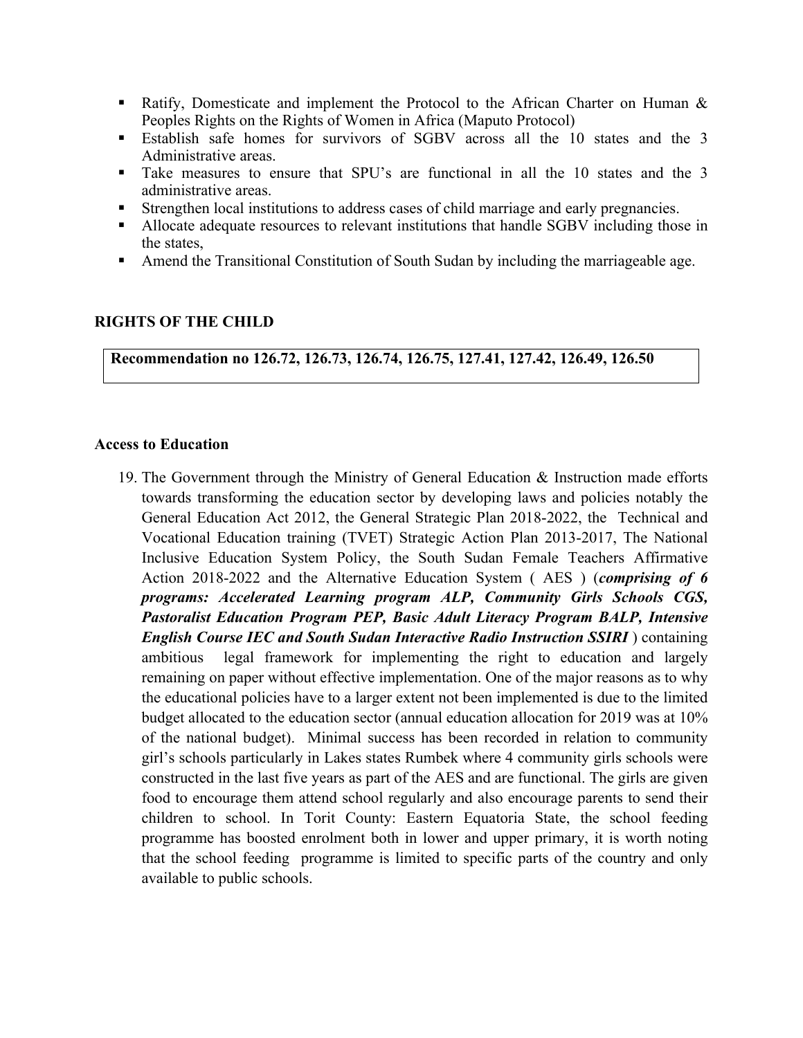- Ratify, Domesticate and implement the Protocol to the African Charter on Human & Peoples Rights on the Rights of Women in Africa (Maputo Protocol)
- Establish safe homes for survivors of SGBV across all the 10 states and the 3 Administrative areas.
- Take measures to ensure that SPU's are functional in all the 10 states and the 3 administrative areas.
- Strengthen local institutions to address cases of child marriage and early pregnancies.
- Allocate adequate resources to relevant institutions that handle SGBV including those in the states,
- Amend the Transitional Constitution of South Sudan by including the marriageable age.

## RIGHTS OF THE CHILD

**Recommendation no 126.72, 126.73, 126.74, 126.75, 127.41, 127.42, 126.49, 126.50**

### Access to Education

19. The Government through the Ministry of General Education & Instruction made efforts towards transforming the education sector by developing laws and policies notably the General Education Act 2012, the General Strategic Plan 2018-2022, the Technical and Vocational Education training (TVET) Strategic Action Plan 2013-2017, The National Inclusive Education System Policy, the South Sudan Female Teachers Affirmative Action 2018-2022 and the Alternative Education System ( AES ) (***comprising of 6 programs: Accelerated Learning program ALP, Community Girls Schools CGS, Pastoralist Education Program PEP, Basic Adult Literacy Program BALP, Intensive English Course IEC and South Sudan Interactive Radio Instruction SSIRI*** ) containing ambitious legal framework for implementing the right to education and largely remaining on paper without effective implementation. One of the major reasons as to why the educational policies have to a larger extent not been implemented is due to the limited budget allocated to the education sector (annual education allocation for 2019 was at 10% of the national budget). Minimal success has been recorded in relation to community girl's schools particularly in Lakes states Rumbek where 4 community girls schools were constructed in the last five years as part of the AES and are functional. The girls are given food to encourage them attend school regularly and also encourage parents to send their children to school. In Torit County: Eastern Equatoria State, the school feeding programme has boosted enrolment both in lower and upper primary, it is worth noting that the school feeding programme is limited to specific parts of the country and only available to public schools.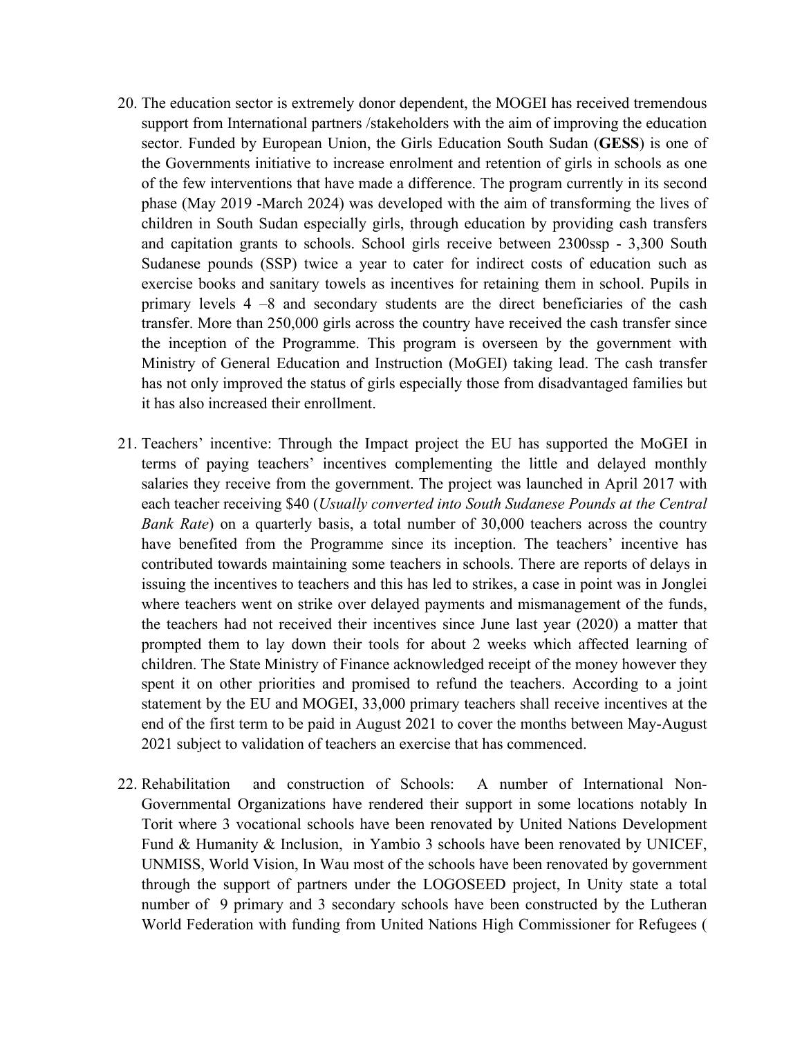20. The education sector is extremely donor dependent, the MOGEI has received tremendous support from International partners /stakeholders with the aim of improving the education sector. Funded by European Union, the Girls Education South Sudan (**GESS**) is one of the Governments initiative to increase enrolment and retention of girls in schools as one of the few interventions that have made a difference. The program currently in its second phase (May 2019 -March 2024) was developed with the aim of transforming the lives of children in South Sudan especially girls, through education by providing cash transfers and capitation grants to schools. School girls receive between 2300ssp - 3,300 South Sudanese pounds (SSP) twice a year to cater for indirect costs of education such as exercise books and sanitary towels as incentives for retaining them in school. Pupils in primary levels 4 –8 and secondary students are the direct beneficiaries of the cash transfer. More than 250,000 girls across the country have received the cash transfer since the inception of the Programme. This program is overseen by the government with Ministry of General Education and Instruction (MoGEI) taking lead. The cash transfer has not only improved the status of girls especially those from disadvantaged families but it has also increased their enrollment.

21. Teachers' incentive: Through the Impact project the EU has supported the MoGEI in terms of paying teachers' incentives complementing the little and delayed monthly salaries they receive from the government. The project was launched in April 2017 with each teacher receiving $40 (*Usually converted into South Sudanese Pounds at the Central Bank Rate*) on a quarterly basis, a total number of 30,000 teachers across the country have benefited from the Programme since its inception. The teachers' incentive has contributed towards maintaining some teachers in schools. There are reports of delays in issuing the incentives to teachers and this has led to strikes, a case in point was in Jonglei where teachers went on strike over delayed payments and mismanagement of the funds, the teachers had not received their incentives since June last year (2020) a matter that prompted them to lay down their tools for about 2 weeks which affected learning of children. The State Ministry of Finance acknowledged receipt of the money however they spent it on other priorities and promised to refund the teachers. According to a joint statement by the EU and MOGEI, 33,000 primary teachers shall receive incentives at the end of the first term to be paid in August 2021 to cover the months between May-August 2021 subject to validation of teachers an exercise that has commenced.

22. Rehabilitation and construction of Schools: A number of International Non-Governmental Organizations have rendered their support in some locations notably In Torit where 3 vocational schools have been renovated by United Nations Development Fund & Humanity & Inclusion, in Yambio 3 schools have been renovated by UNICEF, UNMISS, World Vision, In Wau most of the schools have been renovated by government through the support of partners under the LOGOSEED project, In Unity state a total number of 9 primary and 3 secondary schools have been constructed by the Lutheran World Federation with funding from United Nations High Commissioner for Refugees (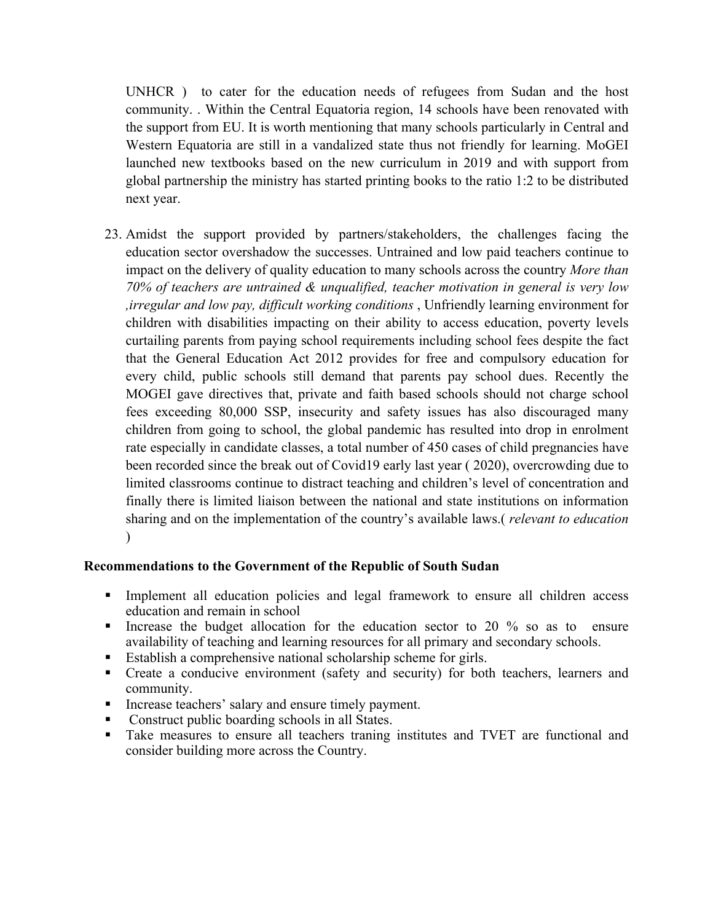UNHCR ) to cater for the education needs of refugees from Sudan and the host community. . Within the Central Equatoria region, 14 schools have been renovated with the support from EU. It is worth mentioning that many schools particularly in Central and Western Equatoria are still in a vandalized state thus not friendly for learning. MoGEI launched new textbooks based on the new curriculum in 2019 and with support from global partnership the ministry has started printing books to the ratio 1:2 to be distributed next year.

23. Amidst the support provided by partners/stakeholders, the challenges facing the education sector overshadow the successes. Untrained and low paid teachers continue to impact on the delivery of quality education to many schools across the country *More than 70% of teachers are untrained & unqualified, teacher motivation in general is very low ,irregular and low pay, difficult working conditions* , Unfriendly learning environment for children with disabilities impacting on their ability to access education, poverty levels curtailing parents from paying school requirements including school fees despite the fact that the General Education Act 2012 provides for free and compulsory education for every child, public schools still demand that parents pay school dues. Recently the MOGEI gave directives that, private and faith based schools should not charge school fees exceeding 80,000 SSP, insecurity and safety issues has also discouraged many children from going to school, the global pandemic has resulted into drop in enrolment rate especially in candidate classes, a total number of 450 cases of child pregnancies have been recorded since the break out of Covid19 early last year ( 2020), overcrowding due to limited classrooms continue to distract teaching and children's level of concentration and finally there is limited liaison between the national and state institutions on information sharing and on the implementation of the country's available laws.( *relevant to education* )

**Recommendations to the Government of the Republic of South Sudan**

- Implement all education policies and legal framework to ensure all children access education and remain in school
- Increase the budget allocation for the education sector to 20 % so as to ensure availability of teaching and learning resources for all primary and secondary schools.
- Establish a comprehensive national scholarship scheme for girls.
- Create a conducive environment (safety and security) for both teachers, learners and community.
- Increase teachers' salary and ensure timely payment.
- Construct public boarding schools in all States.
- Take measures to ensure all teachers traning institutes and TVET are functional and consider building more across the Country.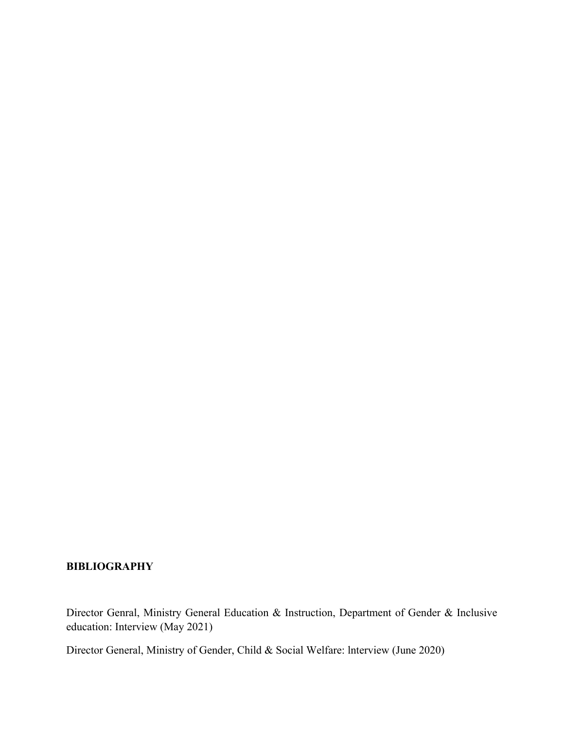## BIBLIOGRAPHY

Director Genral, Ministry General Education & Instruction, Department of Gender & Inclusive education: Interview (May 2021)

Director General, Ministry of Gender, Child & Social Welfare: lnterview (June 2020)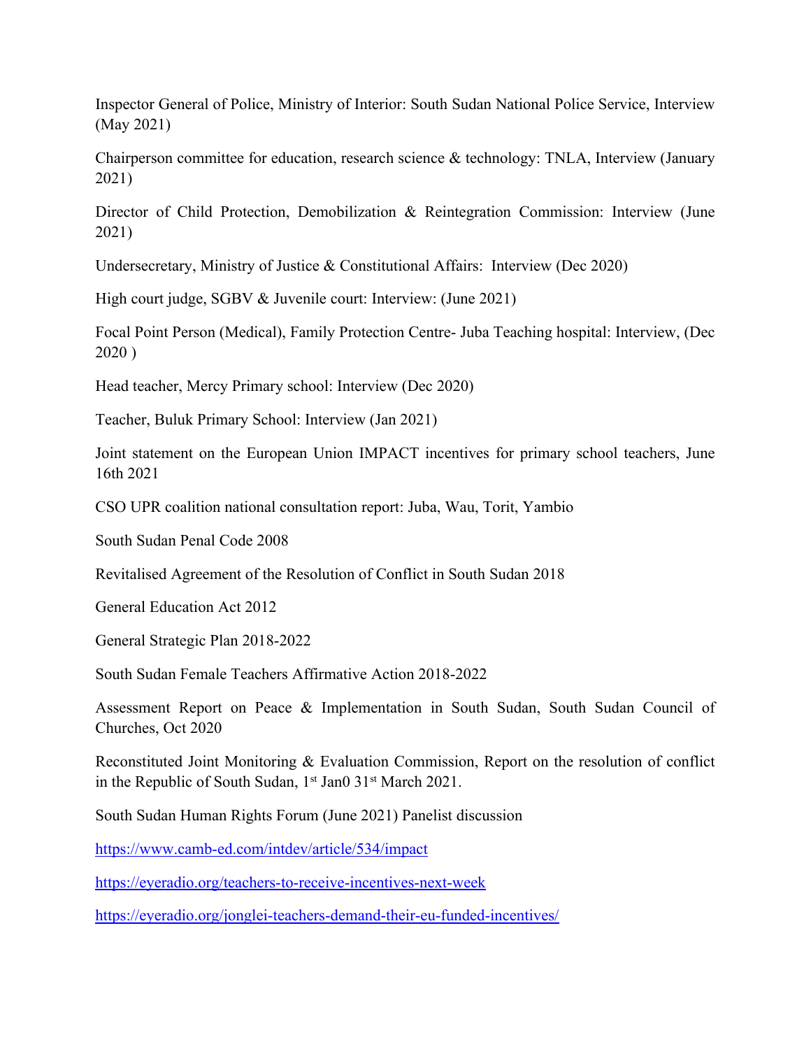Inspector General of Police, Ministry of Interior: South Sudan National Police Service, Interview (May 2021)

Chairperson committee for education, research science & technology: TNLA, Interview (January 2021)

Director of Child Protection, Demobilization & Reintegration Commission: Interview (June 2021)

Undersecretary, Ministry of Justice & Constitutional Affairs: Interview (Dec 2020)

High court judge, SGBV & Juvenile court: Interview: (June 2021)

Focal Point Person (Medical), Family Protection Centre- Juba Teaching hospital: Interview, (Dec 2020 )

Head teacher, Mercy Primary school: Interview (Dec 2020)

Teacher, Buluk Primary School: Interview (Jan 2021)

Joint statement on the European Union IMPACT incentives for primary school teachers, June 16th 2021

CSO UPR coalition national consultation report: Juba, Wau, Torit, Yambio

South Sudan Penal Code 2008

Revitalised Agreement of the Resolution of Conflict in South Sudan 2018

General Education Act 2012

General Strategic Plan 2018-2022

South Sudan Female Teachers Affirmative Action 2018-2022

Assessment Report on Peace & Implementation in South Sudan, South Sudan Council of Churches, Oct 2020

Reconstituted Joint Monitoring & Evaluation Commission, Report on the resolution of conflict in the Republic of South Sudan, 1st Jan0 31st March 2021.

South Sudan Human Rights Forum (June 2021) Panelist discussion

https://www.camb-ed.com/intdev/article/534/impact

https://eyeradio.org/teachers-to-receive-incentives-next-week

https://eyeradio.org/jonglei-teachers-demand-their-eu-funded-incentives/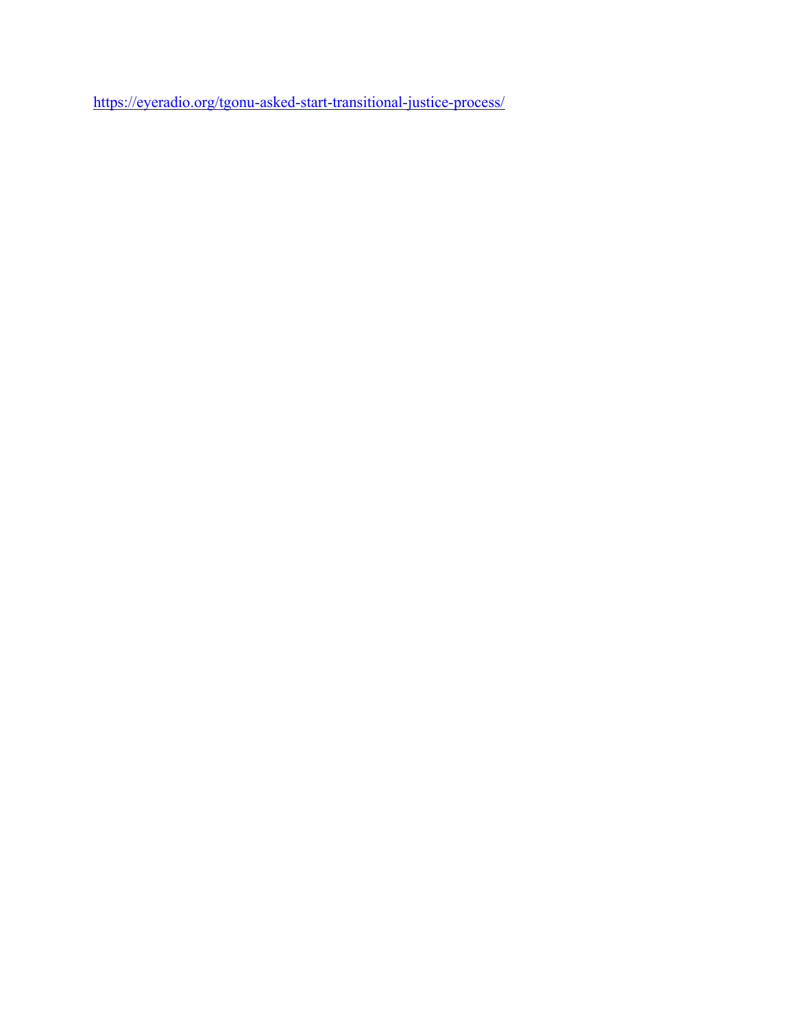https://eyeradio.org/tgonu-asked-start-transitional-justice-process/